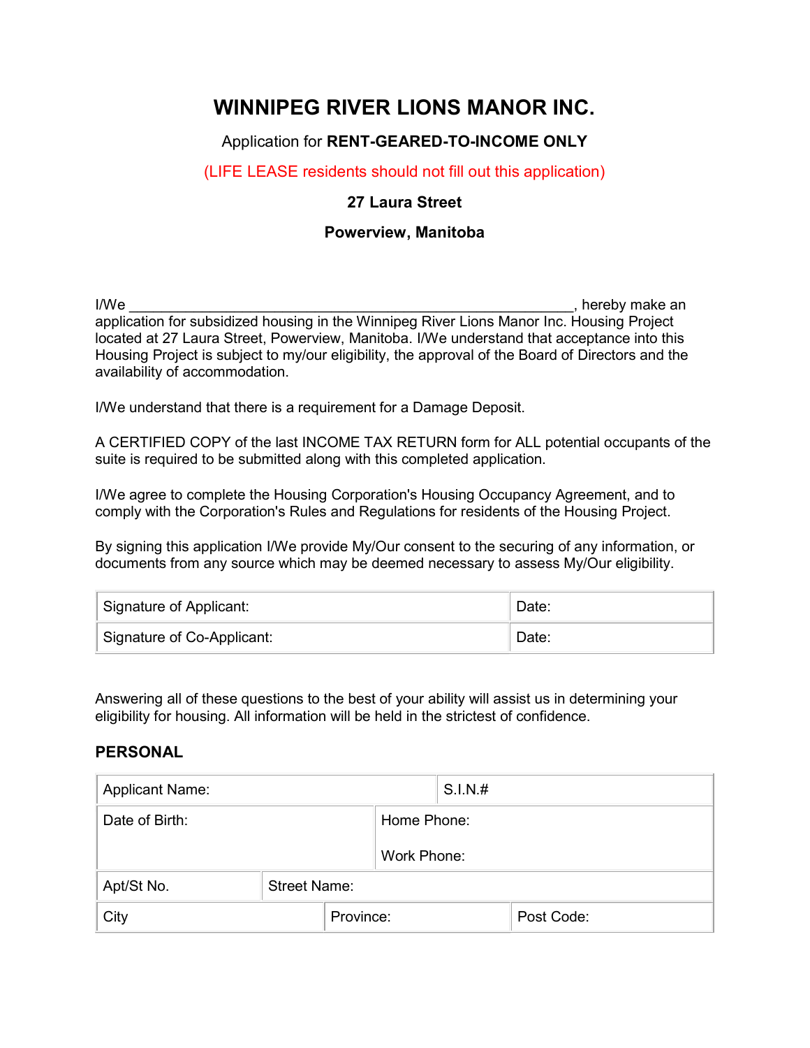# WINNIPEG RIVER LIONS MANOR INC.

Application for **RENT-GEARED-TO-INCOME ONLY**

(LIFE LEASE residents should not fill out this application)

**27 Laura Street**

**Powerview, Manitoba**

I/We ________________________________________________________, hereby make an application for subsidized housing in the Winnipeg River Lions Manor Inc. Housing Project located at 27 Laura Street, Powerview, Manitoba. I/We understand that acceptance into this Housing Project is subject to my/our eligibility, the approval of the Board of Directors and the availability of accommodation.

I/We understand that there is a requirement for a Damage Deposit.

A CERTIFIED COPY of the last INCOME TAX RETURN form for ALL potential occupants of the suite is required to be submitted along with this completed application.

I/We agree to complete the Housing Corporation's Housing Occupancy Agreement, and to comply with the Corporation's Rules and Regulations for residents of the Housing Project.

By signing this application I/We provide My/Our consent to the securing of any information, or documents from any source which may be deemed necessary to assess My/Our eligibility.

| Signature of Applicant: | Date: |
|---|---|
| Signature of Co-Applicant: | Date: |

Answering all of these questions to the best of your ability will assist us in determining your eligibility for housing. All information will be held in the strictest of confidence.

### PERSONAL

| Applicant Name: | | S.I.N.# |
|---|---|---|
| Date of Birth: | Home Phone:<br>Work Phone: | |
| Apt/St No. | Street Name: | |
| City | Province: | Post Code: |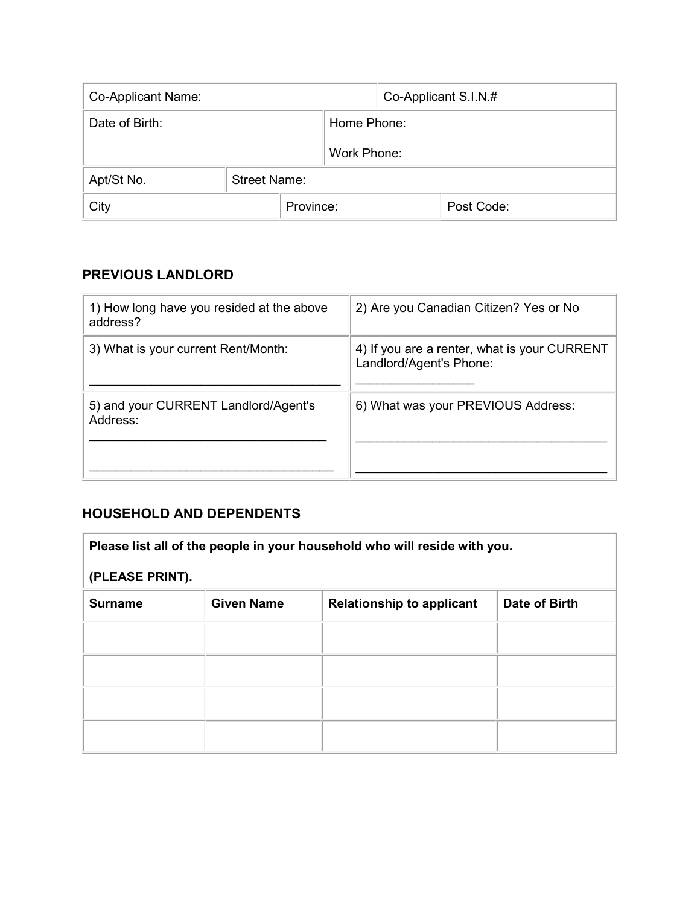| Co-Applicant Name: | | | | Co-Applicant S.I.N.# |
|---|---|---|---|---|
| Date of Birth: | | Home Phone:<br><br>Work Phone: | | |
| Apt/St No. | Street Name: | | | |
| City | | Province: | | Post Code: |

## PREVIOUS LANDLORD

| 1) How long have you resided at the above address? | 2) Are you Canadian Citizen? Yes or No |
|---|---|
| 3) What is your current Rent/Month:<br><br>___________________________________ | 4) If you are a renter, what is your CURRENT Landlord/Agent's Phone:<br>________________ |
| 5) and your CURRENT Landlord/Agent's Address:<br>_________________________________<br><br>_________________________________ | 6) What was your PREVIOUS Address:<br><br>___________________________________<br><br>___________________________________ |

## HOUSEHOLD AND DEPENDENTS

| **Please list all of the people in your household who will reside with you.**<br><br>**(PLEASE PRINT).** | | | |
|---|---|---|---|
| **Surname** | **Given Name** | **Relationship to applicant** | **Date of Birth** |
| | | | |
| | | | |
| | | | |
| | | | |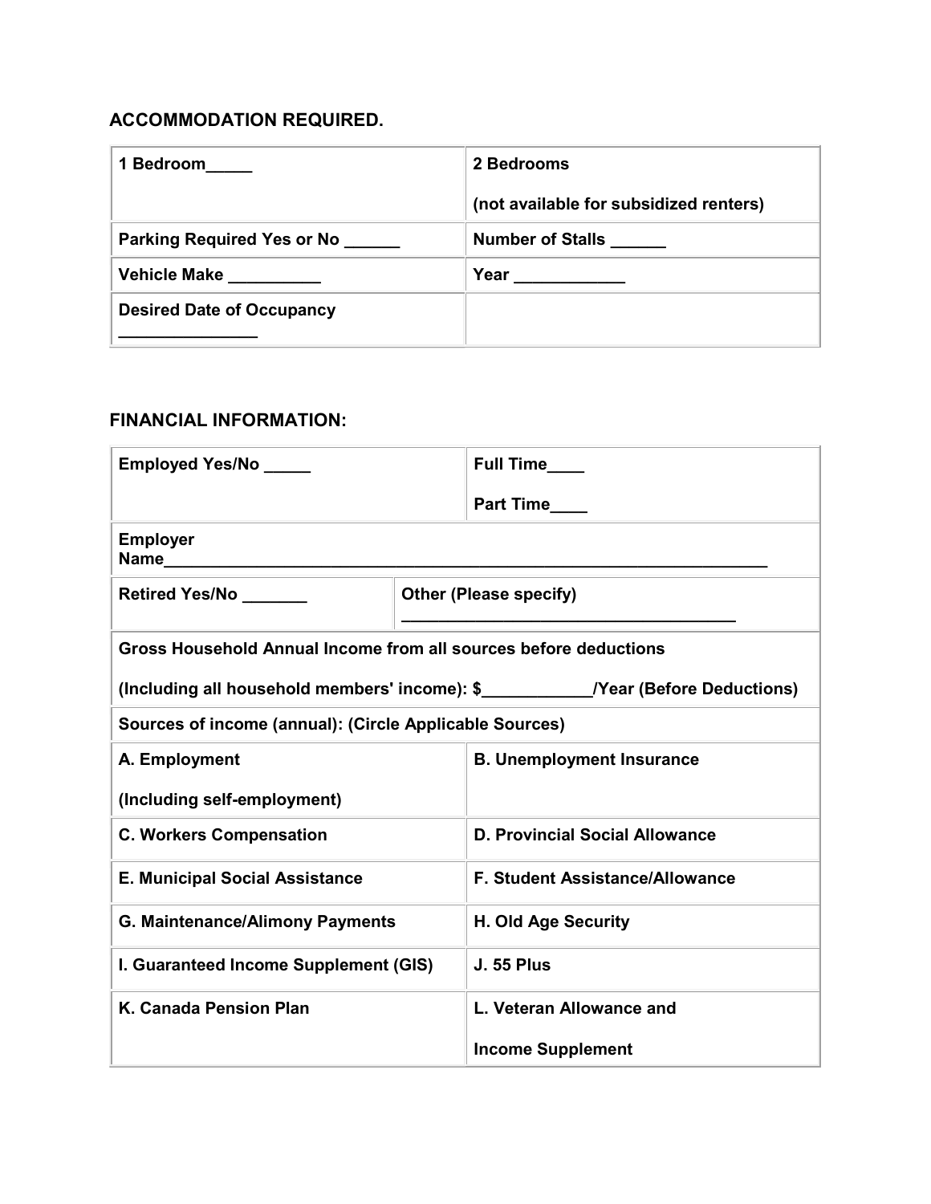## ACCOMMODATION REQUIRED.

| 1 Bedroom_____ | 2 Bedrooms (not available for subsidized renters) |
|---|---|
| Parking Required Yes or No ______ | Number of Stalls ______ |
| Vehicle Make __________ | Year ____________ |
| Desired Date of Occupancy _______________ | |

## FINANCIAL INFORMATION:

| Employed Yes/No _____ | | Full Time____ Part Time____ |
|---|---|---|
| Employer Name______________________________________________________________ | | |
| Retired Yes/No _______ | Other (Please specify) _____________________________________ | |
| Gross Household Annual Income from all sources before deductions (Including all household members' income): $____________/Year (Before Deductions) | | |
| Sources of income (annual): (Circle Applicable Sources) | | |
| A. Employment (Including self-employment) | | B. Unemployment Insurance |
| C. Workers Compensation | | D. Provincial Social Allowance |
| E. Municipal Social Assistance | | F. Student Assistance/Allowance |
| G. Maintenance/Alimony Payments | | H. Old Age Security |
| I. Guaranteed Income Supplement (GIS) | | J. 55 Plus |
| K. Canada Pension Plan | | L. Veteran Allowance and Income Supplement |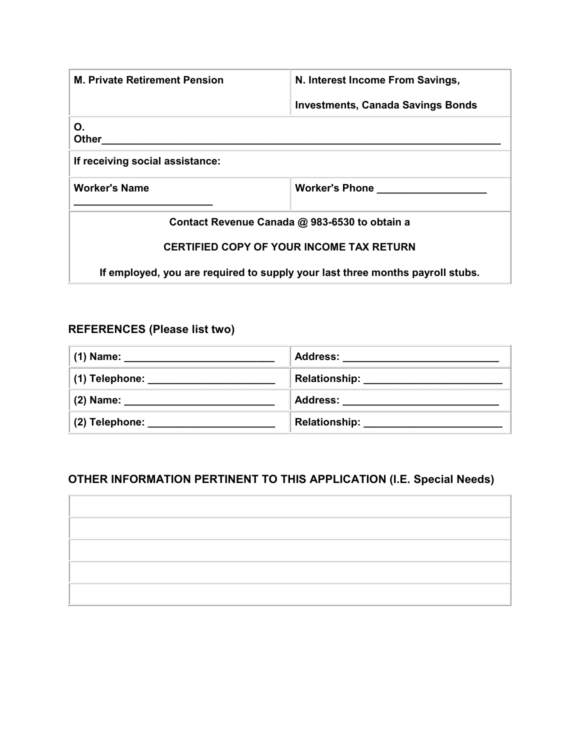| M. Private Retirement Pension | N. Interest Income From Savings, Investments, Canada Savings Bonds |
|---|---|
| O. Other_______________________________________________________________________ | |
| If receiving social assistance: | |
| Worker's Name ________________________ | Worker's Phone __________________ |
| Contact Revenue Canada @ 983-6530 to obtain a CERTIFIED COPY OF YOUR INCOME TAX RETURN If employed, you are required to supply your last three months payroll stubs. | |

**REFERENCES (Please list two)**

| (1) Name: _________________________ | Address: __________________________ |
|---|---|
| (1) Telephone: _____________________ | Relationship: _______________________ |
| (2) Name: _________________________ | Address: __________________________ |
| (2) Telephone: _____________________ | Relationship: _______________________ |

**OTHER INFORMATION PERTINENT TO THIS APPLICATION (I.E. Special Needs)**

| |
|---|
| |
| |
| |
| |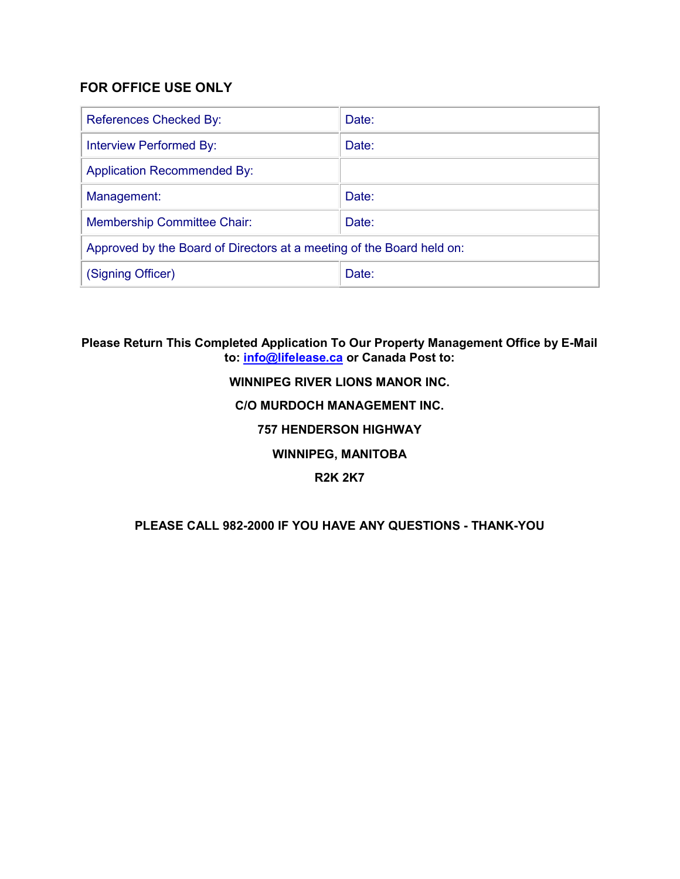### FOR OFFICE USE ONLY

| | |
|---|---|
| References Checked By: | Date: |
| Interview Performed By: | Date: |
| Application Recommended By: | |
| Management: | Date: |
| Membership Committee Chair: | Date: |
| Approved by the Board of Directors at a meeting of the Board held on: | |
| (Signing Officer) | Date: |

**Please Return This Completed Application To Our Property Management Office by E-Mail to: [info@lifelease.ca](mailto:info@lifelease.ca) or Canada Post to:**

**WINNIPEG RIVER LIONS MANOR INC.**

**C/O MURDOCH MANAGEMENT INC.**

**757 HENDERSON HIGHWAY**

**WINNIPEG, MANITOBA**

**R2K 2K7**

**PLEASE CALL 982-2000 IF YOU HAVE ANY QUESTIONS - THANK-YOU**